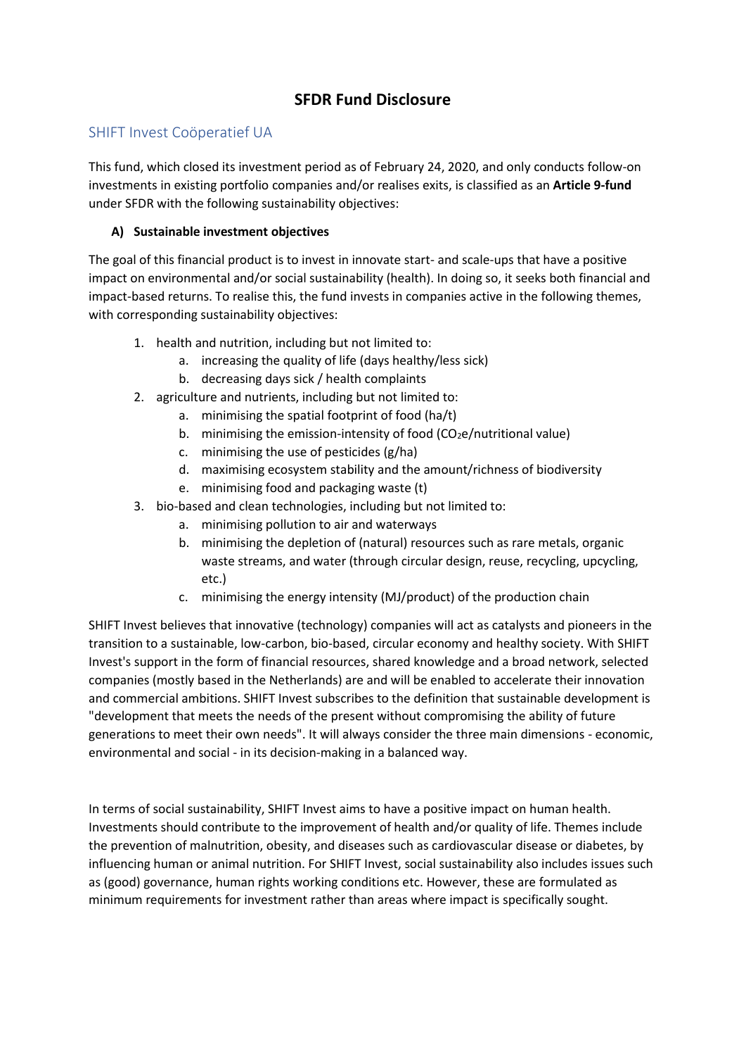# SFDR Fund Disclosure

## SHIFT Invest Coöperatief UA

This fund, which closed its investment period as of February 24, 2020, and only conducts follow-on investments in existing portfolio companies and/or realises exits, is classified as an **Article 9-fund** under SFDR with the following sustainability objectives:

### A) Sustainable investment objectives

The goal of this financial product is to invest in innovate start- and scale-ups that have a positive impact on environmental and/or social sustainability (health). In doing so, it seeks both financial and impact-based returns. To realise this, the fund invests in companies active in the following themes, with corresponding sustainability objectives:

1. health and nutrition, including but not limited to:
   a. increasing the quality of life (days healthy/less sick)
   b. decreasing days sick / health complaints
2. agriculture and nutrients, including but not limited to:
   a. minimising the spatial footprint of food (ha/t)
   b. minimising the emission-intensity of food ($CO_2$e/nutritional value)
   c. minimising the use of pesticides (g/ha)
   d. maximising ecosystem stability and the amount/richness of biodiversity
   e. minimising food and packaging waste (t)
3. bio-based and clean technologies, including but not limited to:
   a. minimising pollution to air and waterways
   b. minimising the depletion of (natural) resources such as rare metals, organic waste streams, and water (through circular design, reuse, recycling, upcycling, etc.)
   c. minimising the energy intensity (MJ/product) of the production chain

SHIFT Invest believes that innovative (technology) companies will act as catalysts and pioneers in the transition to a sustainable, low-carbon, bio-based, circular economy and healthy society. With SHIFT Invest's support in the form of financial resources, shared knowledge and a broad network, selected companies (mostly based in the Netherlands) are and will be enabled to accelerate their innovation and commercial ambitions. SHIFT Invest subscribes to the definition that sustainable development is "development that meets the needs of the present without compromising the ability of future generations to meet their own needs". It will always consider the three main dimensions - economic, environmental and social - in its decision-making in a balanced way.

In terms of social sustainability, SHIFT Invest aims to have a positive impact on human health. Investments should contribute to the improvement of health and/or quality of life. Themes include the prevention of malnutrition, obesity, and diseases such as cardiovascular disease or diabetes, by influencing human or animal nutrition. For SHIFT Invest, social sustainability also includes issues such as (good) governance, human rights working conditions etc. However, these are formulated as minimum requirements for investment rather than areas where impact is specifically sought.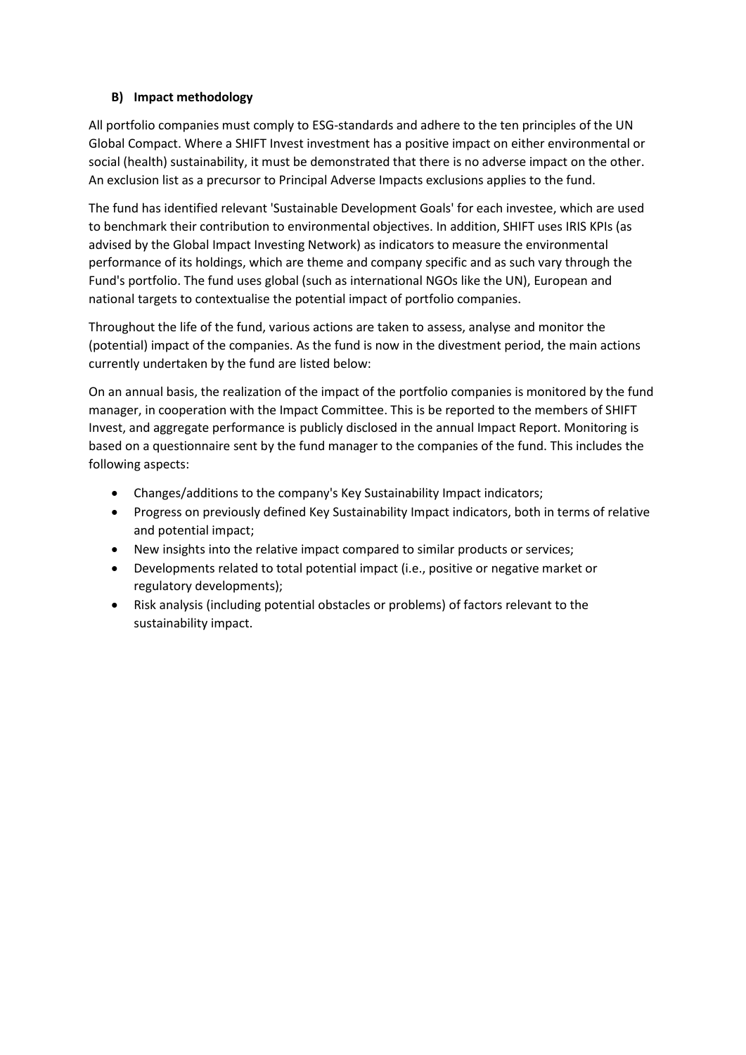### B) Impact methodology

All portfolio companies must comply to ESG-standards and adhere to the ten principles of the UN Global Compact. Where a SHIFT Invest investment has a positive impact on either environmental or social (health) sustainability, it must be demonstrated that there is no adverse impact on the other. An exclusion list as a precursor to Principal Adverse Impacts exclusions applies to the fund.

The fund has identified relevant 'Sustainable Development Goals' for each investee, which are used to benchmark their contribution to environmental objectives. In addition, SHIFT uses IRIS KPIs (as advised by the Global Impact Investing Network) as indicators to measure the environmental performance of its holdings, which are theme and company specific and as such vary through the Fund's portfolio. The fund uses global (such as international NGOs like the UN), European and national targets to contextualise the potential impact of portfolio companies.

Throughout the life of the fund, various actions are taken to assess, analyse and monitor the (potential) impact of the companies. As the fund is now in the divestment period, the main actions currently undertaken by the fund are listed below:

On an annual basis, the realization of the impact of the portfolio companies is monitored by the fund manager, in cooperation with the Impact Committee. This is be reported to the members of SHIFT Invest, and aggregate performance is publicly disclosed in the annual Impact Report. Monitoring is based on a questionnaire sent by the fund manager to the companies of the fund. This includes the following aspects:

- Changes/additions to the company's Key Sustainability Impact indicators;
- Progress on previously defined Key Sustainability Impact indicators, both in terms of relative and potential impact;
- New insights into the relative impact compared to similar products or services;
- Developments related to total potential impact (i.e., positive or negative market or regulatory developments);
- Risk analysis (including potential obstacles or problems) of factors relevant to the sustainability impact.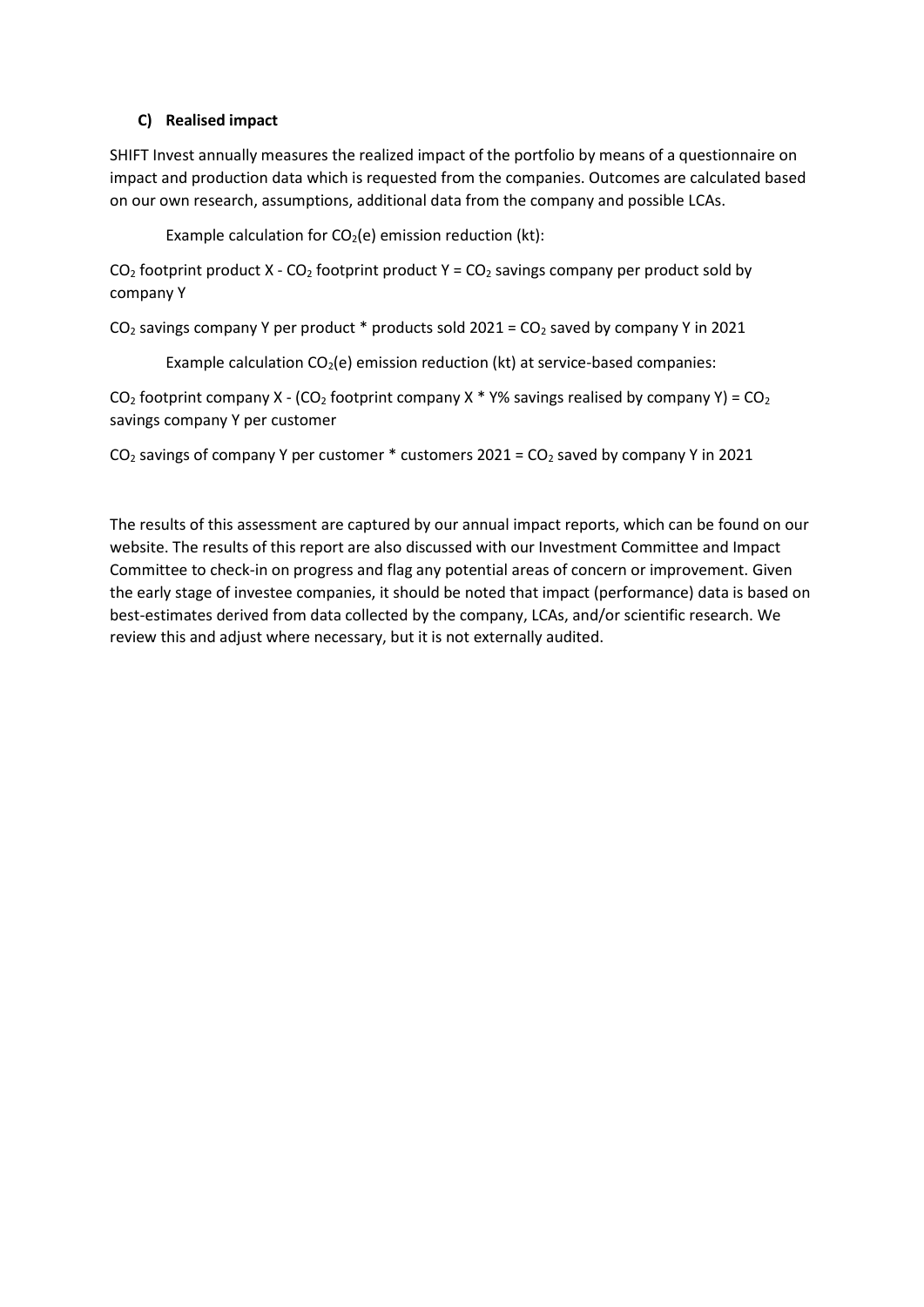**C) Realised impact**

SHIFT Invest annually measures the realized impact of the portfolio by means of a questionnaire on impact and production data which is requested from the companies. Outcomes are calculated based on our own research, assumptions, additional data from the company and possible LCAs.

Example calculation for $CO_2$(e) emission reduction (kt):

$CO_2$ footprint product X - $CO_2$ footprint product Y = $CO_2$ savings company per product sold by company Y

$CO_2$ savings company Y per product * products sold 2021 = $CO_2$ saved by company Y in 2021

Example calculation $CO_2$(e) emission reduction (kt) at service-based companies:

$CO_2$ footprint company X - ($CO_2$ footprint company X * Y% savings realised by company Y) = $CO_2$ savings company Y per customer

$CO_2$ savings of company Y per customer * customers 2021 = $CO_2$ saved by company Y in 2021

The results of this assessment are captured by our annual impact reports, which can be found on our website. The results of this report are also discussed with our Investment Committee and Impact Committee to check-in on progress and flag any potential areas of concern or improvement. Given the early stage of investee companies, it should be noted that impact (performance) data is based on best-estimates derived from data collected by the company, LCAs, and/or scientific research. We review this and adjust where necessary, but it is not externally audited.